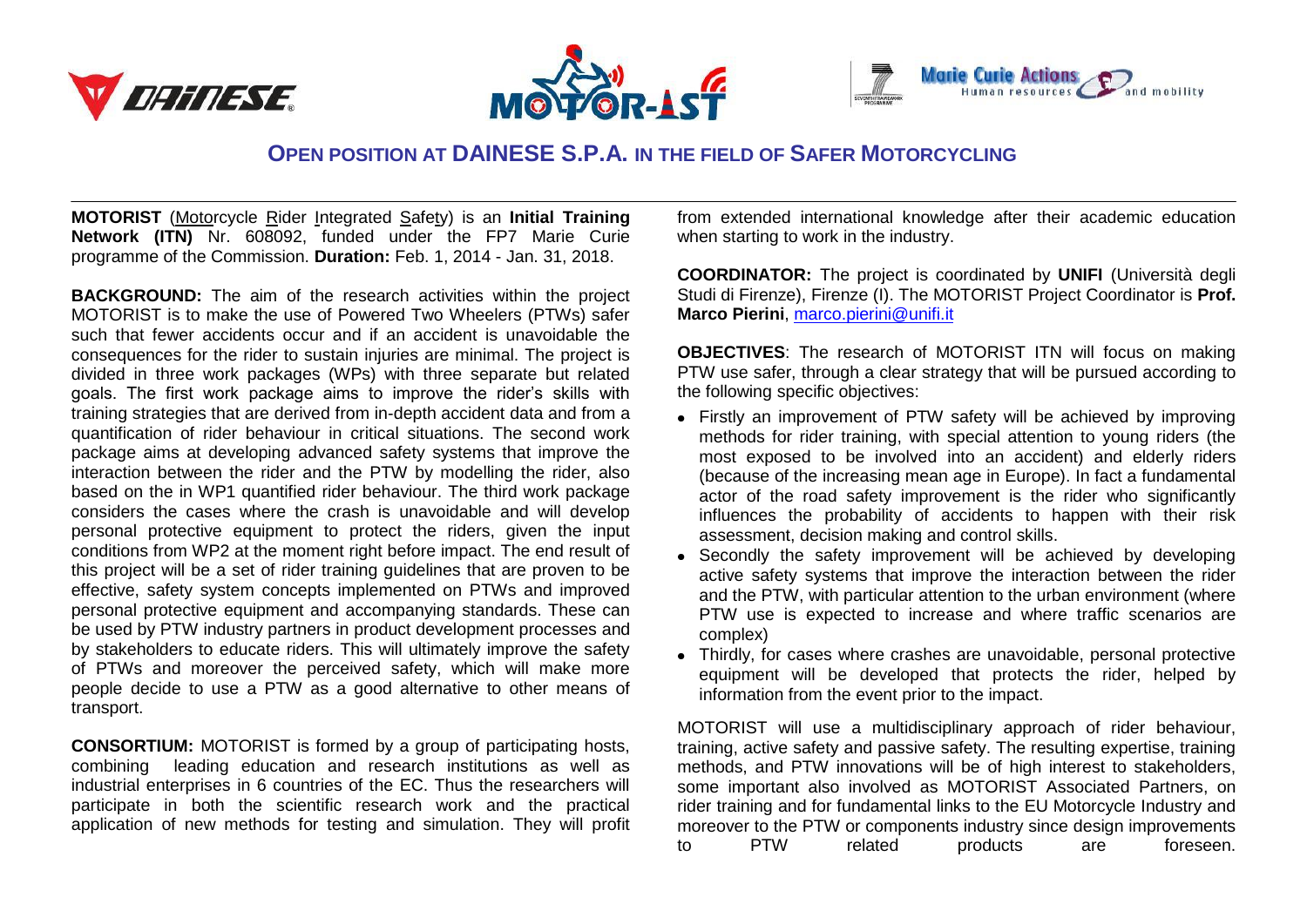# OPEN POSITION AT DAINESE S.P.A. IN THE FIELD OF SAFER MOTORCYCLING

**MOTORIST** (Motorcycle Rider Integrated Safety) is an **Initial Training Network (ITN)** Nr. 608092, funded under the FP7 Marie Curie programme of the Commission. **Duration:** Feb. 1, 2014 - Jan. 31, 2018.

**BACKGROUND:** The aim of the research activities within the project MOTORIST is to make the use of Powered Two Wheelers (PTWs) safer such that fewer accidents occur and if an accident is unavoidable the consequences for the rider to sustain injuries are minimal. The project is divided in three work packages (WPs) with three separate but related goals. The first work package aims to improve the rider's skills with training strategies that are derived from in-depth accident data and from a quantification of rider behaviour in critical situations. The second work package aims at developing advanced safety systems that improve the interaction between the rider and the PTW by modelling the rider, also based on the in WP1 quantified rider behaviour. The third work package considers the cases where the crash is unavoidable and will develop personal protective equipment to protect the riders, given the input conditions from WP2 at the moment right before impact. The end result of this project will be a set of rider training guidelines that are proven to be effective, safety system concepts implemented on PTWs and improved personal protective equipment and accompanying standards. These can be used by PTW industry partners in product development processes and by stakeholders to educate riders. This will ultimately improve the safety of PTWs and moreover the perceived safety, which will make more people decide to use a PTW as a good alternative to other means of transport.

**CONSORTIUM:** MOTORIST is formed by a group of participating hosts, combining leading education and research institutions as well as industrial enterprises in 6 countries of the EC. Thus the researchers will participate in both the scientific research work and the practical application of new methods for testing and simulation. They will profit from extended international knowledge after their academic education when starting to work in the industry.

**COORDINATOR:** The project is coordinated by **UNIFI** (Università degli Studi di Firenze), Firenze (I). The MOTORIST Project Coordinator is **Prof. Marco Pierini**, marco.pierini@unifi.it

**OBJECTIVES**: The research of MOTORIST ITN will focus on making PTW use safer, through a clear strategy that will be pursued according to the following specific objectives:

- Firstly an improvement of PTW safety will be achieved by improving methods for rider training, with special attention to young riders (the most exposed to be involved into an accident) and elderly riders (because of the increasing mean age in Europe). In fact a fundamental actor of the road safety improvement is the rider who significantly influences the probability of accidents to happen with their risk assessment, decision making and control skills.
- Secondly the safety improvement will be achieved by developing active safety systems that improve the interaction between the rider and the PTW, with particular attention to the urban environment (where PTW use is expected to increase and where traffic scenarios are complex)
- Thirdly, for cases where crashes are unavoidable, personal protective equipment will be developed that protects the rider, helped by information from the event prior to the impact.

MOTORIST will use a multidisciplinary approach of rider behaviour, training, active safety and passive safety. The resulting expertise, training methods, and PTW innovations will be of high interest to stakeholders, some important also involved as MOTORIST Associated Partners, on rider training and for fundamental links to the EU Motorcycle Industry and moreover to the PTW or components industry since design improvements to PTW related products are foreseen.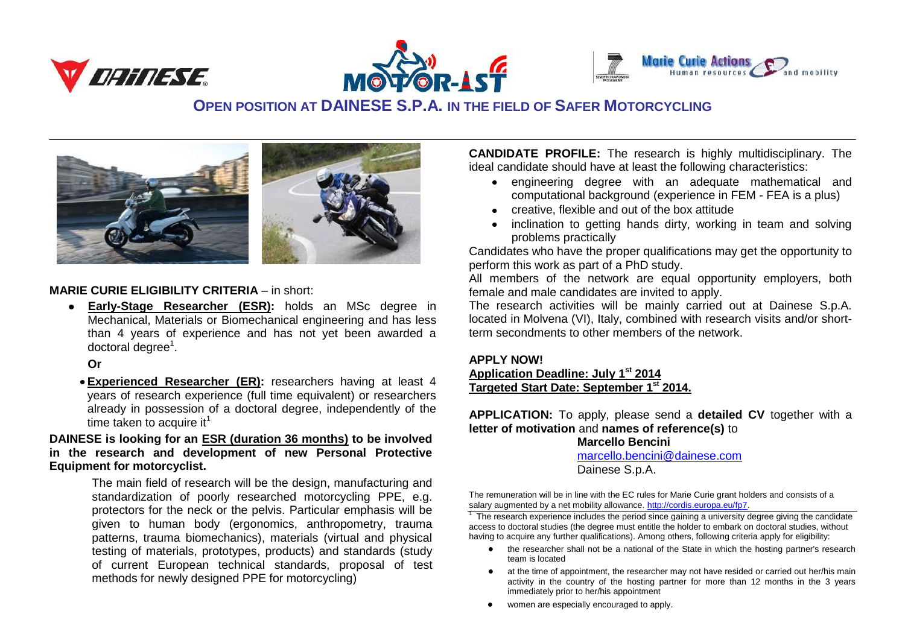# OPEN POSITION AT DAINESE S.P.A. IN THE FIELD OF SAFER MOTORCYCLING

**MARIE CURIE ELIGIBILITY CRITERIA** – in short:

- **Early-Stage Researcher (ESR):** holds an MSc degree in Mechanical, Materials or Biomechanical engineering and has less than 4 years of experience and has not yet been awarded a doctoral degree[1].

**Or**

- **Experienced Researcher (ER):** researchers having at least 4 years of research experience (full time equivalent) or researchers already in possession of a doctoral degree, independently of the time taken to acquire it[1]

**DAINESE is looking for an ESR (duration 36 months) to be involved in the research and development of new Personal Protective Equipment for motorcyclist.**

The main field of research will be the design, manufacturing and standardization of poorly researched motorcycling PPE, e.g. protectors for the neck or the pelvis. Particular emphasis will be given to human body (ergonomics, anthropometry, trauma patterns, trauma biomechanics), materials (virtual and physical testing of materials, prototypes, products) and standards (study of current European technical standards, proposal of test methods for newly designed PPE for motorcycling)

**CANDIDATE PROFILE:** The research is highly multidisciplinary. The ideal candidate should have at least the following characteristics:

- engineering degree with an adequate mathematical and computational background (experience in FEM - FEA is a plus)
- creative, flexible and out of the box attitude
- inclination to getting hands dirty, working in team and solving problems practically

Candidates who have the proper qualifications may get the opportunity to perform this work as part of a PhD study.

All members of the network are equal opportunity employers, both female and male candidates are invited to apply.

The research activities will be mainly carried out at Dainese S.p.A. located in Molvena (VI), Italy, combined with research visits and/or short-term secondments to other members of the network.

**APPLY NOW!**

**Application Deadline: July 1st 2014**

**Targeted Start Date: September 1st 2014.**

**APPLICATION:** To apply, please send a **detailed CV** together with a **letter of motivation** and **names of reference(s)** to

**Marcello Bencini**
marcello.bencini@dainese.com
Dainese S.p.A.

The remuneration will be in line with the EC rules for Marie Curie grant holders and consists of a salary augmented by a net mobility allowance. http://cordis.europa.eu/fp7.

[1] The research experience includes the period since gaining a university degree giving the candidate access to doctoral studies (the degree must entitle the holder to embark on doctoral studies, without having to acquire any further qualifications). Among others, following criteria apply for eligibility:

- the researcher shall not be a national of the State in which the hosting partner's research team is located
- at the time of appointment, the researcher may not have resided or carried out her/his main activity in the country of the hosting partner for more than 12 months in the 3 years immediately prior to her/his appointment
- women are especially encouraged to apply.